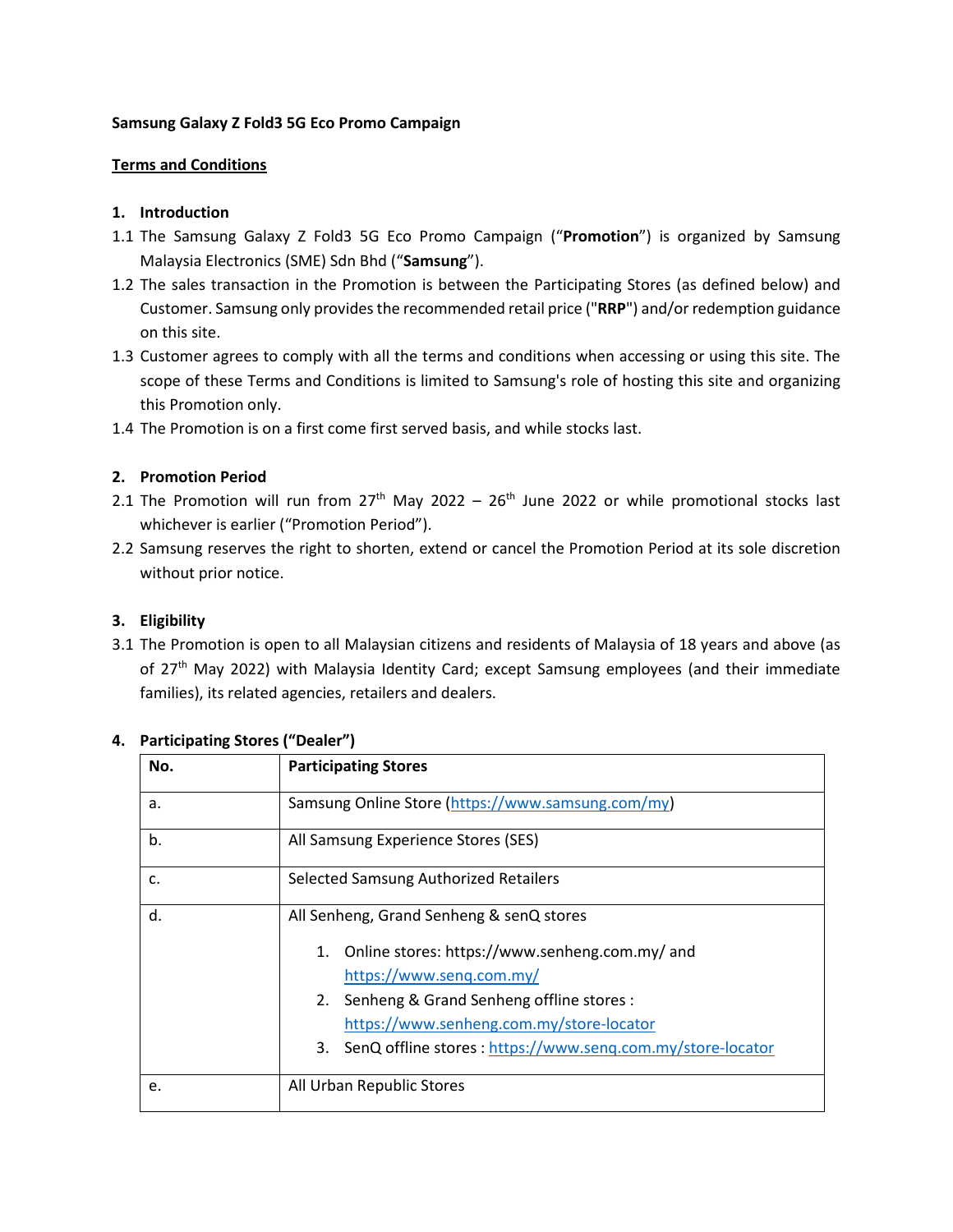**Samsung Galaxy Z Fold3 5G Eco Promo Campaign**

**Terms and Conditions**

**1. Introduction**

1.1 The Samsung Galaxy Z Fold3 5G Eco Promo Campaign ("**Promotion**") is organized by Samsung Malaysia Electronics (SME) Sdn Bhd ("**Samsung**").

1.2 The sales transaction in the Promotion is between the Participating Stores (as defined below) and Customer. Samsung only provides the recommended retail price ("**RRP**") and/or redemption guidance on this site.

1.3 Customer agrees to comply with all the terms and conditions when accessing or using this site. The scope of these Terms and Conditions is limited to Samsung's role of hosting this site and organizing this Promotion only.

1.4 The Promotion is on a first come first served basis, and while stocks last.

**2. Promotion Period**

2.1 The Promotion will run from 27th May 2022 – 26th June 2022 or while promotional stocks last whichever is earlier ("Promotion Period").

2.2 Samsung reserves the right to shorten, extend or cancel the Promotion Period at its sole discretion without prior notice.

**3. Eligibility**

3.1 The Promotion is open to all Malaysian citizens and residents of Malaysia of 18 years and above (as of 27th May 2022) with Malaysia Identity Card; except Samsung employees (and their immediate families), its related agencies, retailers and dealers.

**4. Participating Stores ("Dealer")**

| No. | Participating Stores |
|---|---|
| a. | Samsung Online Store (https://www.samsung.com/my) |
| b. | All Samsung Experience Stores (SES) |
| c. | Selected Samsung Authorized Retailers |
| d. | All Senheng, Grand Senheng & senQ stores<br>1. Online stores: https://www.senheng.com.my/ and https://www.senq.com.my/<br>2. Senheng & Grand Senheng offline stores : https://www.senheng.com.my/store-locator<br>3. SenQ offline stores : https://www.senq.com.my/store-locator |
| e. | All Urban Republic Stores |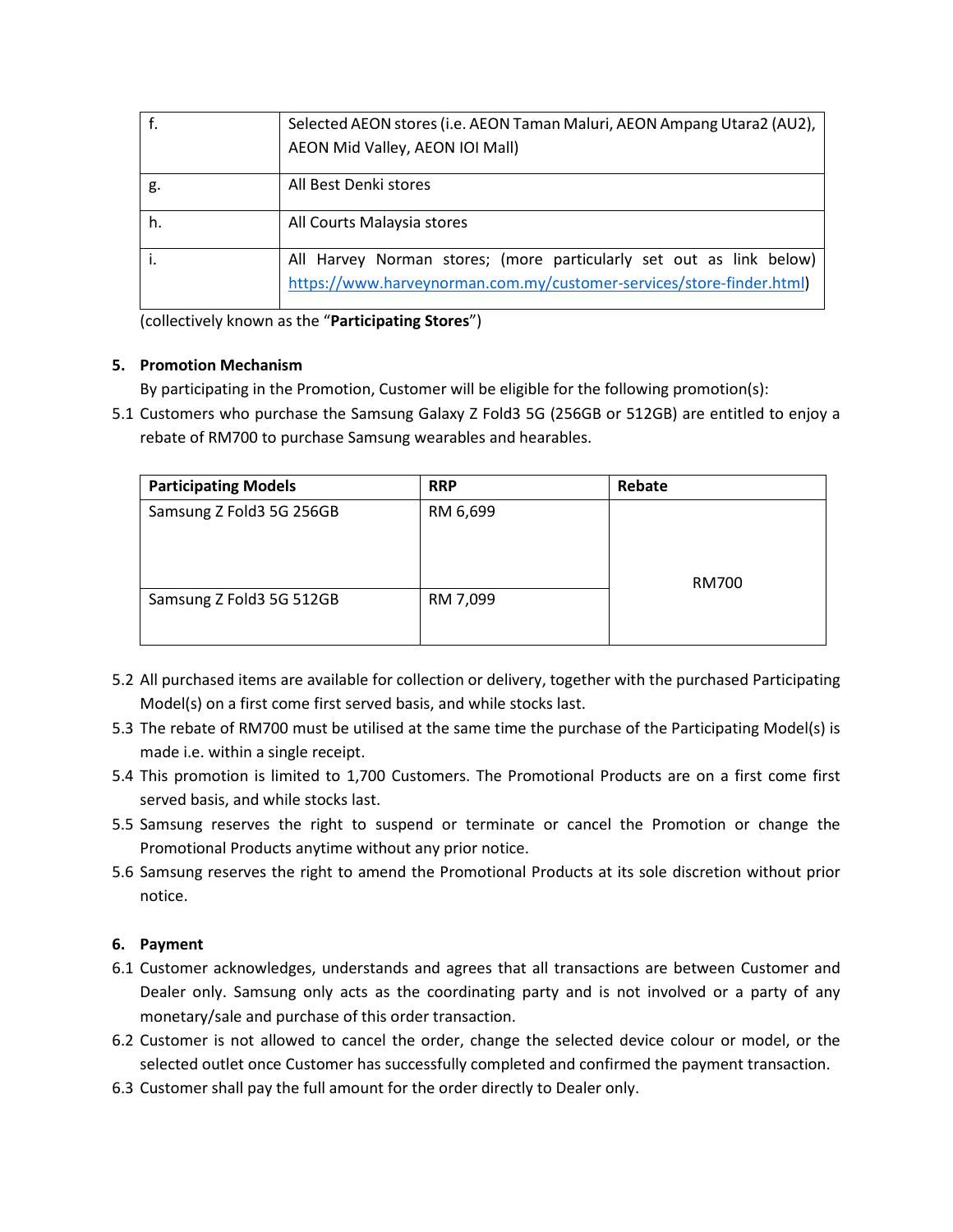| | |
|---|---|
| f. | Selected AEON stores (i.e. AEON Taman Maluri, AEON Ampang Utara2 (AU2), AEON Mid Valley, AEON IOI Mall) |
| g. | All Best Denki stores |
| h. | All Courts Malaysia stores |
| i. | All Harvey Norman stores; (more particularly set out as link below) https://www.harveynorman.com.my/customer-services/store-finder.html) |

(collectively known as the "**Participating Stores**")

**5. Promotion Mechanism**

By participating in the Promotion, Customer will be eligible for the following promotion(s):

5.1 Customers who purchase the Samsung Galaxy Z Fold3 5G (256GB or 512GB) are entitled to enjoy a rebate of RM700 to purchase Samsung wearables and hearables.

| Participating Models | RRP | Rebate |
|---|---|---|
| Samsung Z Fold3 5G 256GB | RM 6,699 | RM700 |
| Samsung Z Fold3 5G 512GB | RM 7,099 | |

5.2 All purchased items are available for collection or delivery, together with the purchased Participating Model(s) on a first come first served basis, and while stocks last.

5.3 The rebate of RM700 must be utilised at the same time the purchase of the Participating Model(s) is made i.e. within a single receipt.

5.4 This promotion is limited to 1,700 Customers. The Promotional Products are on a first come first served basis, and while stocks last.

5.5 Samsung reserves the right to suspend or terminate or cancel the Promotion or change the Promotional Products anytime without any prior notice.

5.6 Samsung reserves the right to amend the Promotional Products at its sole discretion without prior notice.

**6. Payment**

6.1 Customer acknowledges, understands and agrees that all transactions are between Customer and Dealer only. Samsung only acts as the coordinating party and is not involved or a party of any monetary/sale and purchase of this order transaction.

6.2 Customer is not allowed to cancel the order, change the selected device colour or model, or the selected outlet once Customer has successfully completed and confirmed the payment transaction.

6.3 Customer shall pay the full amount for the order directly to Dealer only.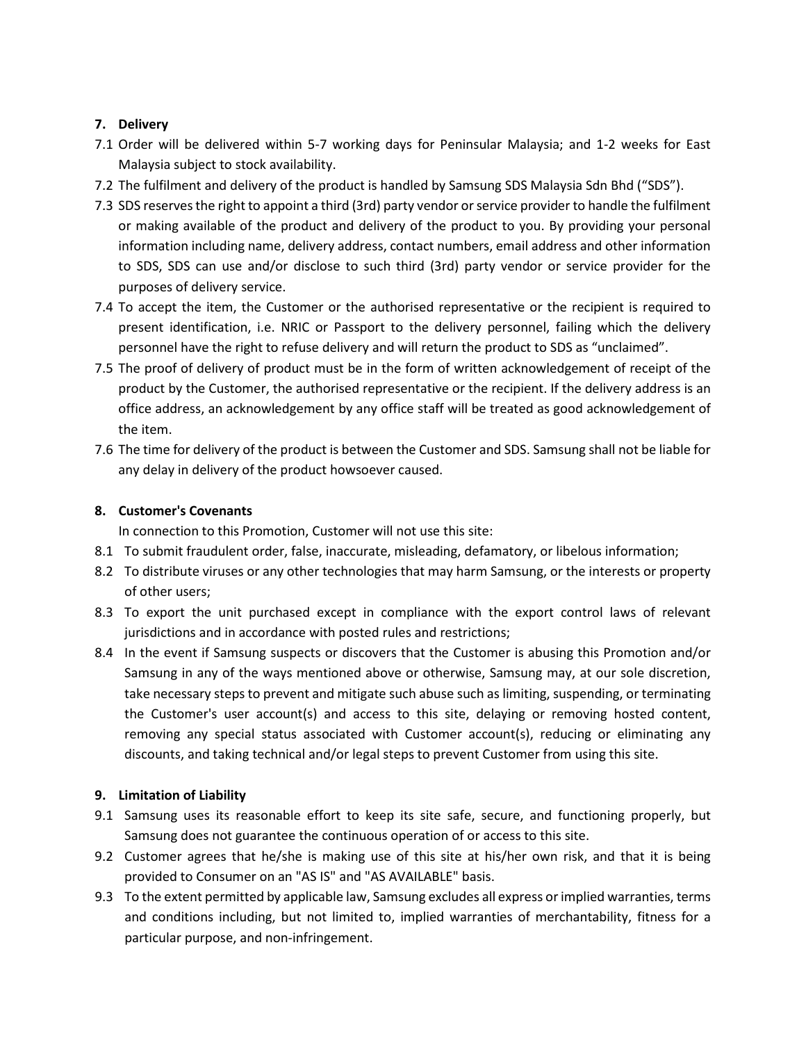## 7. Delivery

7.1 Order will be delivered within 5-7 working days for Peninsular Malaysia; and 1-2 weeks for East Malaysia subject to stock availability.

7.2 The fulfilment and delivery of the product is handled by Samsung SDS Malaysia Sdn Bhd ("SDS").

7.3 SDS reserves the right to appoint a third (3rd) party vendor or service provider to handle the fulfilment or making available of the product and delivery of the product to you. By providing your personal information including name, delivery address, contact numbers, email address and other information to SDS, SDS can use and/or disclose to such third (3rd) party vendor or service provider for the purposes of delivery service.

7.4 To accept the item, the Customer or the authorised representative or the recipient is required to present identification, i.e. NRIC or Passport to the delivery personnel, failing which the delivery personnel have the right to refuse delivery and will return the product to SDS as "unclaimed".

7.5 The proof of delivery of product must be in the form of written acknowledgement of receipt of the product by the Customer, the authorised representative or the recipient. If the delivery address is an office address, an acknowledgement by any office staff will be treated as good acknowledgement of the item.

7.6 The time for delivery of the product is between the Customer and SDS. Samsung shall not be liable for any delay in delivery of the product howsoever caused.

## 8. Customer's Covenants

In connection to this Promotion, Customer will not use this site:

8.1 To submit fraudulent order, false, inaccurate, misleading, defamatory, or libelous information;

8.2 To distribute viruses or any other technologies that may harm Samsung, or the interests or property of other users;

8.3 To export the unit purchased except in compliance with the export control laws of relevant jurisdictions and in accordance with posted rules and restrictions;

8.4 In the event if Samsung suspects or discovers that the Customer is abusing this Promotion and/or Samsung in any of the ways mentioned above or otherwise, Samsung may, at our sole discretion, take necessary steps to prevent and mitigate such abuse such as limiting, suspending, or terminating the Customer's user account(s) and access to this site, delaying or removing hosted content, removing any special status associated with Customer account(s), reducing or eliminating any discounts, and taking technical and/or legal steps to prevent Customer from using this site.

## 9. Limitation of Liability

9.1 Samsung uses its reasonable effort to keep its site safe, secure, and functioning properly, but Samsung does not guarantee the continuous operation of or access to this site.

9.2 Customer agrees that he/she is making use of this site at his/her own risk, and that it is being provided to Consumer on an "AS IS" and "AS AVAILABLE" basis.

9.3 To the extent permitted by applicable law, Samsung excludes all express or implied warranties, terms and conditions including, but not limited to, implied warranties of merchantability, fitness for a particular purpose, and non-infringement.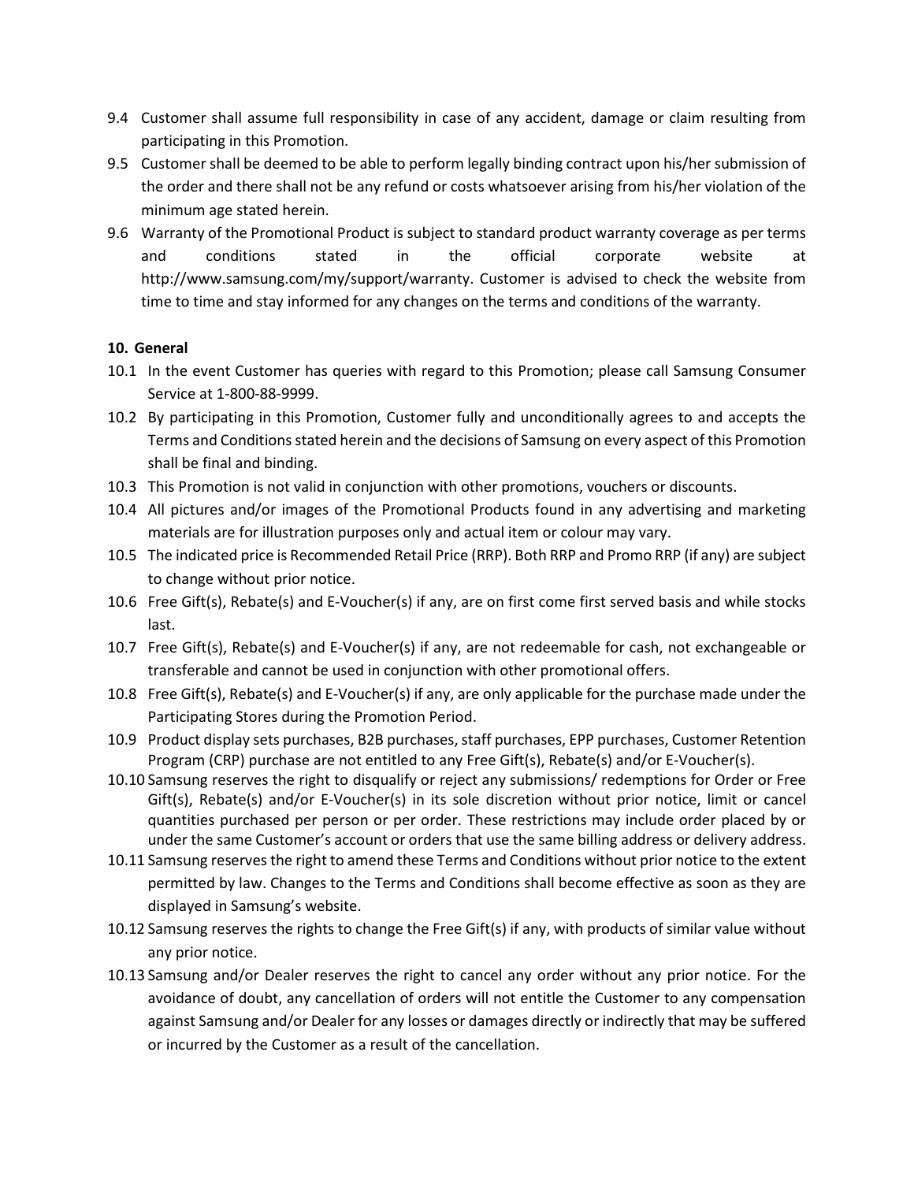9.4 Customer shall assume full responsibility in case of any accident, damage or claim resulting from participating in this Promotion.

9.5 Customer shall be deemed to be able to perform legally binding contract upon his/her submission of the order and there shall not be any refund or costs whatsoever arising from his/her violation of the minimum age stated herein.

9.6 Warranty of the Promotional Product is subject to standard product warranty coverage as per terms and conditions stated in the official corporate website at http://www.samsung.com/my/support/warranty. Customer is advised to check the website from time to time and stay informed for any changes on the terms and conditions of the warranty.

**10. General**

10.1 In the event Customer has queries with regard to this Promotion; please call Samsung Consumer Service at 1-800-88-9999.

10.2 By participating in this Promotion, Customer fully and unconditionally agrees to and accepts the Terms and Conditions stated herein and the decisions of Samsung on every aspect of this Promotion shall be final and binding.

10.3 This Promotion is not valid in conjunction with other promotions, vouchers or discounts.

10.4 All pictures and/or images of the Promotional Products found in any advertising and marketing materials are for illustration purposes only and actual item or colour may vary.

10.5 The indicated price is Recommended Retail Price (RRP). Both RRP and Promo RRP (if any) are subject to change without prior notice.

10.6 Free Gift(s), Rebate(s) and E-Voucher(s) if any, are on first come first served basis and while stocks last.

10.7 Free Gift(s), Rebate(s) and E-Voucher(s) if any, are not redeemable for cash, not exchangeable or transferable and cannot be used in conjunction with other promotional offers.

10.8 Free Gift(s), Rebate(s) and E-Voucher(s) if any, are only applicable for the purchase made under the Participating Stores during the Promotion Period.

10.9 Product display sets purchases, B2B purchases, staff purchases, EPP purchases, Customer Retention Program (CRP) purchase are not entitled to any Free Gift(s), Rebate(s) and/or E-Voucher(s).

10.10 Samsung reserves the right to disqualify or reject any submissions/ redemptions for Order or Free Gift(s), Rebate(s) and/or E-Voucher(s) in its sole discretion without prior notice, limit or cancel quantities purchased per person or per order. These restrictions may include order placed by or under the same Customer's account or orders that use the same billing address or delivery address.

10.11 Samsung reserves the right to amend these Terms and Conditions without prior notice to the extent permitted by law. Changes to the Terms and Conditions shall become effective as soon as they are displayed in Samsung's website.

10.12 Samsung reserves the rights to change the Free Gift(s) if any, with products of similar value without any prior notice.

10.13 Samsung and/or Dealer reserves the right to cancel any order without any prior notice. For the avoidance of doubt, any cancellation of orders will not entitle the Customer to any compensation against Samsung and/or Dealer for any losses or damages directly or indirectly that may be suffered or incurred by the Customer as a result of the cancellation.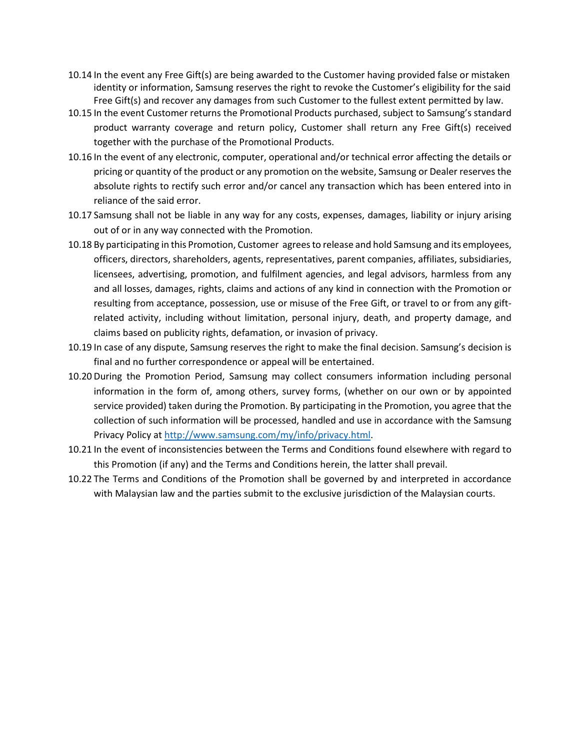10.14 In the event any Free Gift(s) are being awarded to the Customer having provided false or mistaken identity or information, Samsung reserves the right to revoke the Customer's eligibility for the said Free Gift(s) and recover any damages from such Customer to the fullest extent permitted by law.

10.15 In the event Customer returns the Promotional Products purchased, subject to Samsung's standard product warranty coverage and return policy, Customer shall return any Free Gift(s) received together with the purchase of the Promotional Products.

10.16 In the event of any electronic, computer, operational and/or technical error affecting the details or pricing or quantity of the product or any promotion on the website, Samsung or Dealer reserves the absolute rights to rectify such error and/or cancel any transaction which has been entered into in reliance of the said error.

10.17 Samsung shall not be liable in any way for any costs, expenses, damages, liability or injury arising out of or in any way connected with the Promotion.

10.18 By participating in this Promotion, Customer agrees to release and hold Samsung and its employees, officers, directors, shareholders, agents, representatives, parent companies, affiliates, subsidiaries, licensees, advertising, promotion, and fulfilment agencies, and legal advisors, harmless from any and all losses, damages, rights, claims and actions of any kind in connection with the Promotion or resulting from acceptance, possession, use or misuse of the Free Gift, or travel to or from any gift-related activity, including without limitation, personal injury, death, and property damage, and claims based on publicity rights, defamation, or invasion of privacy.

10.19 In case of any dispute, Samsung reserves the right to make the final decision. Samsung's decision is final and no further correspondence or appeal will be entertained.

10.20 During the Promotion Period, Samsung may collect consumers information including personal information in the form of, among others, survey forms, (whether on our own or by appointed service provided) taken during the Promotion. By participating in the Promotion, you agree that the collection of such information will be processed, handled and use in accordance with the Samsung Privacy Policy at http://www.samsung.com/my/info/privacy.html.

10.21 In the event of inconsistencies between the Terms and Conditions found elsewhere with regard to this Promotion (if any) and the Terms and Conditions herein, the latter shall prevail.

10.22 The Terms and Conditions of the Promotion shall be governed by and interpreted in accordance with Malaysian law and the parties submit to the exclusive jurisdiction of the Malaysian courts.